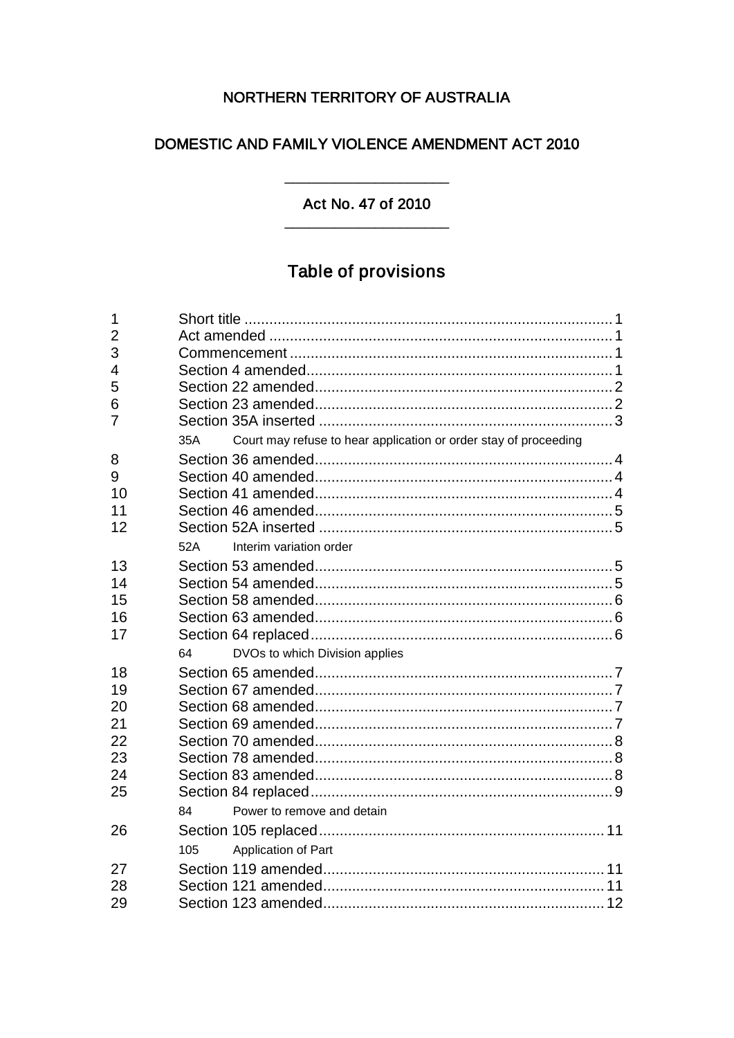# NORTHERN TERRITORY OF AUSTRALIA

## DOMESTIC AND FAMILY VIOLENCE AMENDMENT ACT 2010

Act No. 47 of 2010

## Table of provisions

| | | |
|---|---|---|
| 1 | Short title | 1 |
| 2 | Act amended | 1 |
| 3 | Commencement | 1 |
| 4 | Section 4 amended | 1 |
| 5 | Section 22 amended | 2 |
| 6 | Section 23 amended | 2 |
| 7 | Section 35A inserted | 3 |
| | 35A Court may refuse to hear application or order stay of proceeding | |
| 8 | Section 36 amended | 4 |
| 9 | Section 40 amended | 4 |
| 10 | Section 41 amended | 4 |
| 11 | Section 46 amended | 5 |
| 12 | Section 52A inserted | 5 |
| | 52A Interim variation order | |
| 13 | Section 53 amended | 5 |
| 14 | Section 54 amended | 5 |
| 15 | Section 58 amended | 6 |
| 16 | Section 63 amended | 6 |
| 17 | Section 64 replaced | 6 |
| | 64 DVOs to which Division applies | |
| 18 | Section 65 amended | 7 |
| 19 | Section 67 amended | 7 |
| 20 | Section 68 amended | 7 |
| 21 | Section 69 amended | 7 |
| 22 | Section 70 amended | 8 |
| 23 | Section 78 amended | 8 |
| 24 | Section 83 amended | 8 |
| 25 | Section 84 replaced | 9 |
| | 84 Power to remove and detain | |
| 26 | Section 105 replaced | 11 |
| | 105 Application of Part | |
| 27 | Section 119 amended | 11 |
| 28 | Section 121 amended | 11 |
| 29 | Section 123 amended | 12 |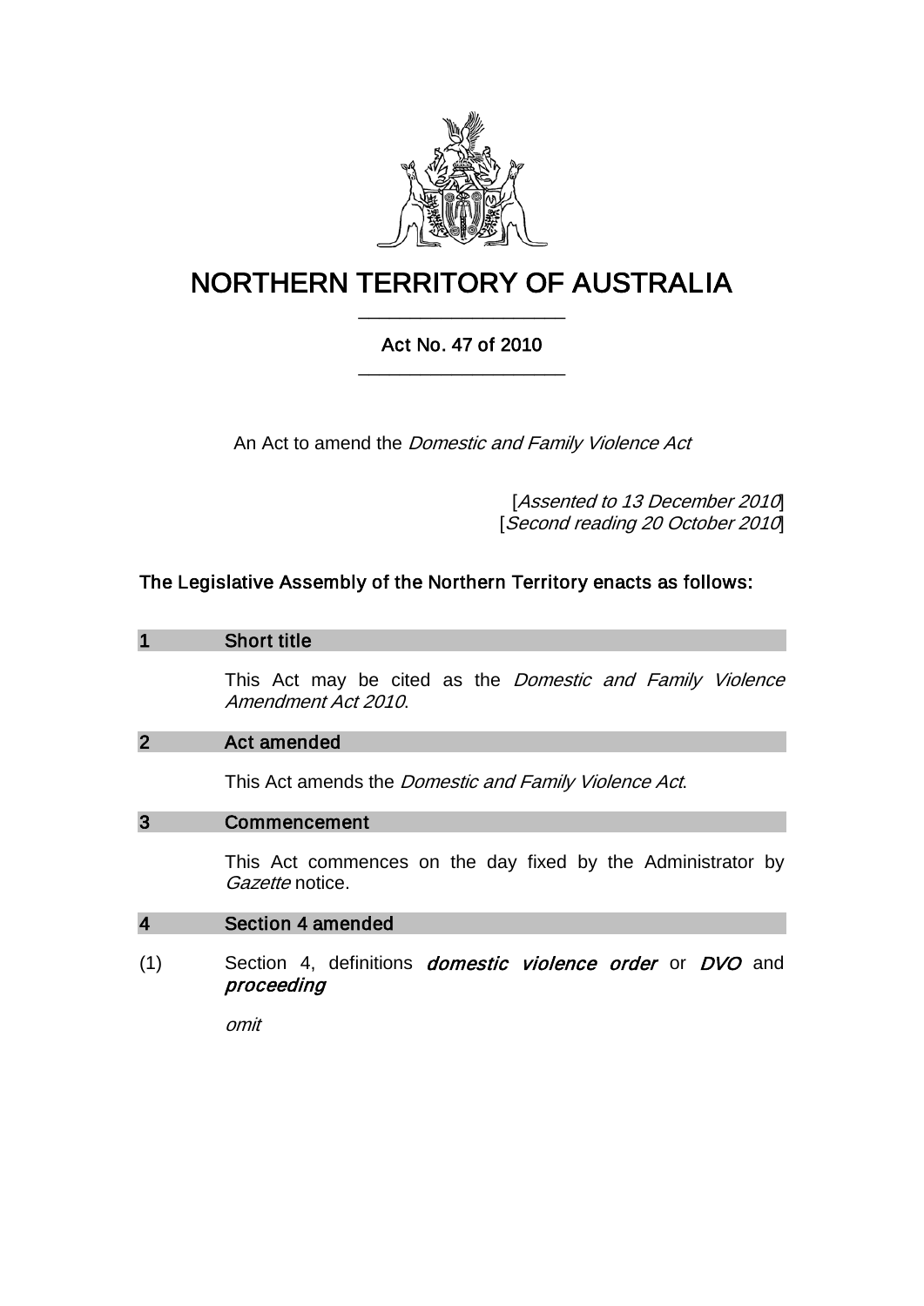# NORTHERN TERRITORY OF AUSTRALIA

## Act No. 47 of 2010

An Act to amend the *Domestic and Family Violence Act*

[*Assented to 13 December 2010*]
[*Second reading 20 October 2010*]

**The Legislative Assembly of the Northern Territory enacts as follows:**

### 1 Short title

This Act may be cited as the *Domestic and Family Violence Amendment Act 2010*.

### 2 Act amended

This Act amends the *Domestic and Family Violence Act*.

### 3 Commencement

This Act commences on the day fixed by the Administrator by *Gazette* notice.

### 4 Section 4 amended

(1) Section 4, definitions ***domestic violence order*** or ***DVO*** and ***proceeding***

*omit*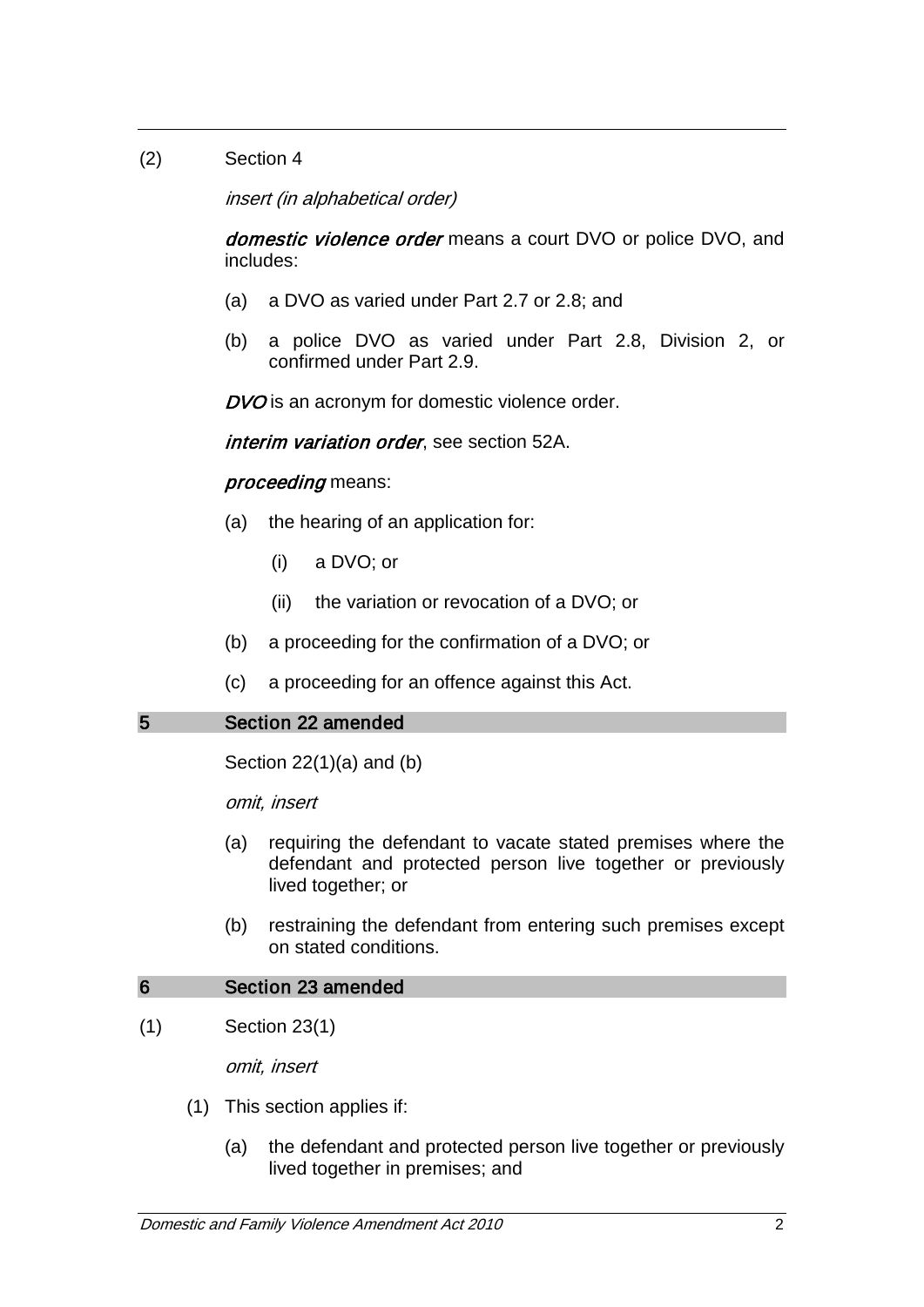(2) Section 4

*insert (in alphabetical order)*

***domestic violence order*** means a court DVO or police DVO, and includes:

(a) a DVO as varied under Part 2.7 or 2.8; and

(b) a police DVO as varied under Part 2.8, Division 2, or confirmed under Part 2.9.

***DVO*** is an acronym for domestic violence order.

***interim variation order***, see section 52A.

***proceeding*** means:

(a) the hearing of an application for:

(i) a DVO; or

(ii) the variation or revocation of a DVO; or

(b) a proceeding for the confirmation of a DVO; or

(c) a proceeding for an offence against this Act.

## 5 Section 22 amended

Section 22(1)(a) and (b)

*omit, insert*

(a) requiring the defendant to vacate stated premises where the defendant and protected person live together or previously lived together; or

(b) restraining the defendant from entering such premises except on stated conditions.

## 6 Section 23 amended

(1) Section 23(1)

*omit, insert*

(1) This section applies if:

(a) the defendant and protected person live together or previously lived together in premises; and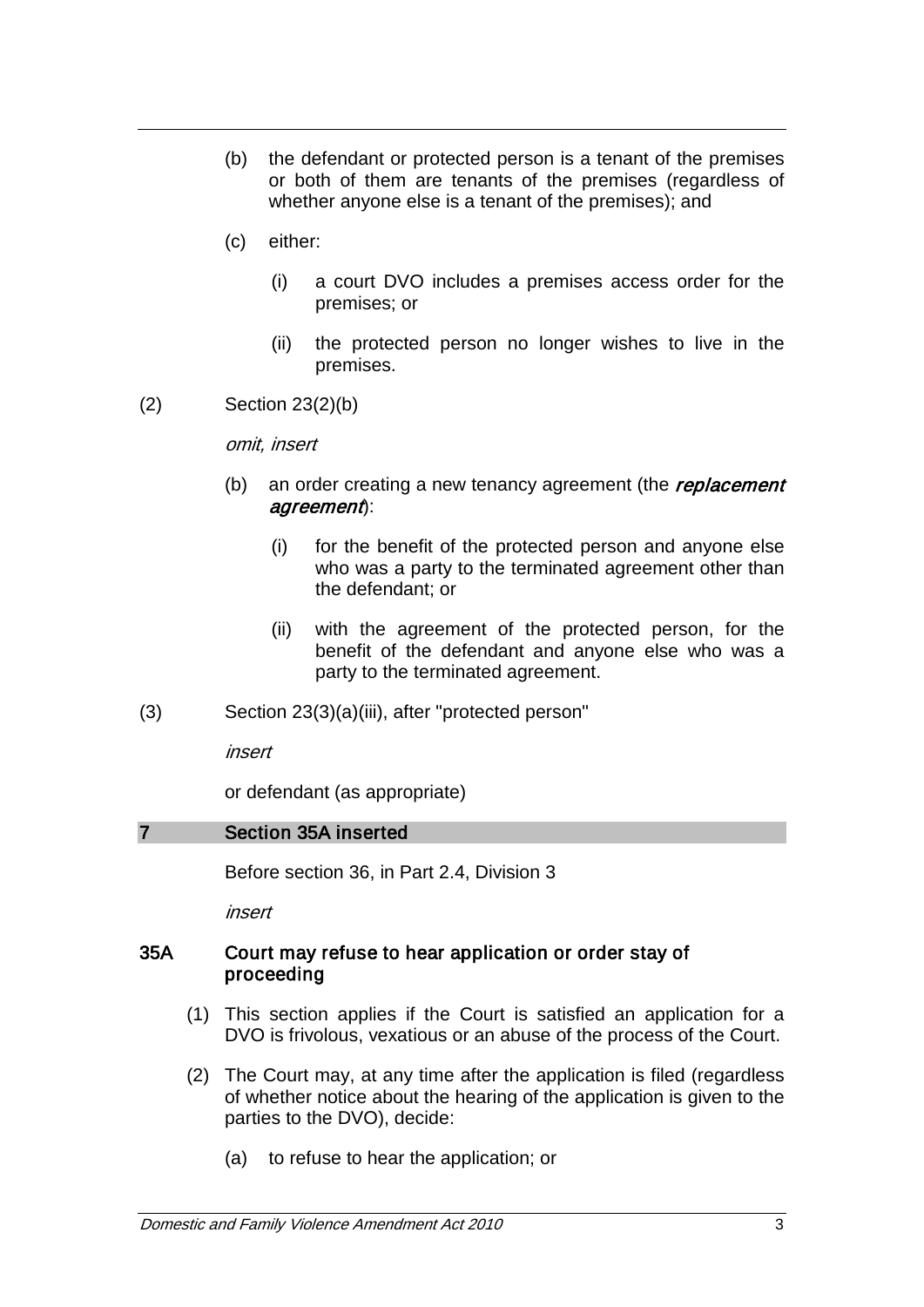(b) the defendant or protected person is a tenant of the premises or both of them are tenants of the premises (regardless of whether anyone else is a tenant of the premises); and

(c) either:

(i) a court DVO includes a premises access order for the premises; or

(ii) the protected person no longer wishes to live in the premises.

(2) Section 23(2)(b)

*omit, insert*

(b) an order creating a new tenancy agreement (the ***replacement agreement***):

(i) for the benefit of the protected person and anyone else who was a party to the terminated agreement other than the defendant; or

(ii) with the agreement of the protected person, for the benefit of the defendant and anyone else who was a party to the terminated agreement.

(3) Section 23(3)(a)(iii), after "protected person"

*insert*

or defendant (as appropriate)

## 7 Section 35A inserted

Before section 36, in Part 2.4, Division 3

*insert*

### 35A Court may refuse to hear application or order stay of proceeding

(1) This section applies if the Court is satisfied an application for a DVO is frivolous, vexatious or an abuse of the process of the Court.

(2) The Court may, at any time after the application is filed (regardless of whether notice about the hearing of the application is given to the parties to the DVO), decide:

(a) to refuse to hear the application; or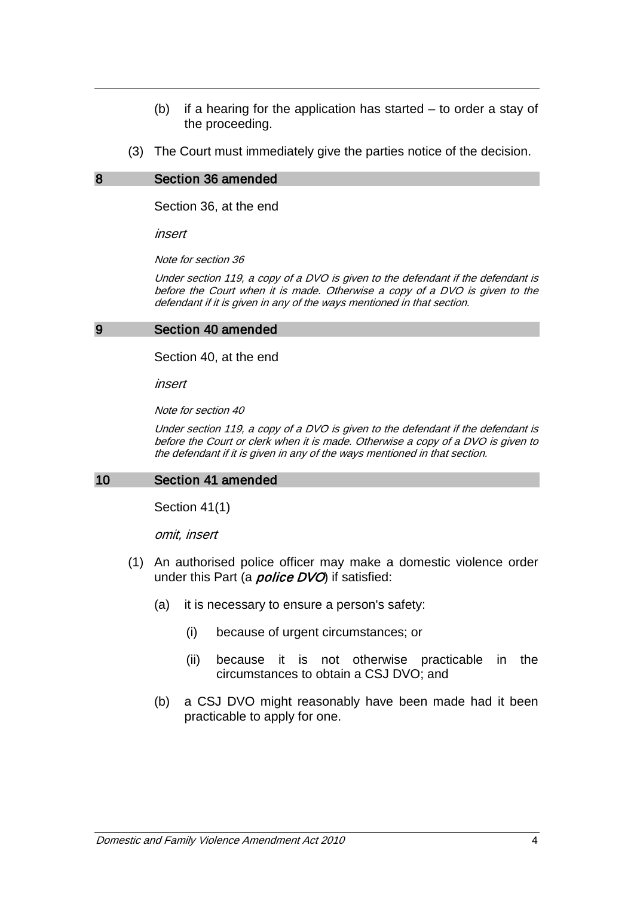(b) if a hearing for the application has started – to order a stay of the proceeding.

(3) The Court must immediately give the parties notice of the decision.

## 8 Section 36 amended

Section 36, at the end

*insert*

*Note for section 36*

*Under section 119, a copy of a DVO is given to the defendant if the defendant is before the Court when it is made. Otherwise a copy of a DVO is given to the defendant if it is given in any of the ways mentioned in that section.*

## 9 Section 40 amended

Section 40, at the end

*insert*

*Note for section 40*

*Under section 119, a copy of a DVO is given to the defendant if the defendant is before the Court or clerk when it is made. Otherwise a copy of a DVO is given to the defendant if it is given in any of the ways mentioned in that section.*

## 10 Section 41 amended

Section 41(1)

*omit, insert*

(1) An authorised police officer may make a domestic violence order under this Part (a ***police DVO***) if satisfied:

(a) it is necessary to ensure a person's safety:

(i) because of urgent circumstances; or

(ii) because it is not otherwise practicable in the circumstances to obtain a CSJ DVO; and

(b) a CSJ DVO might reasonably have been made had it been practicable to apply for one.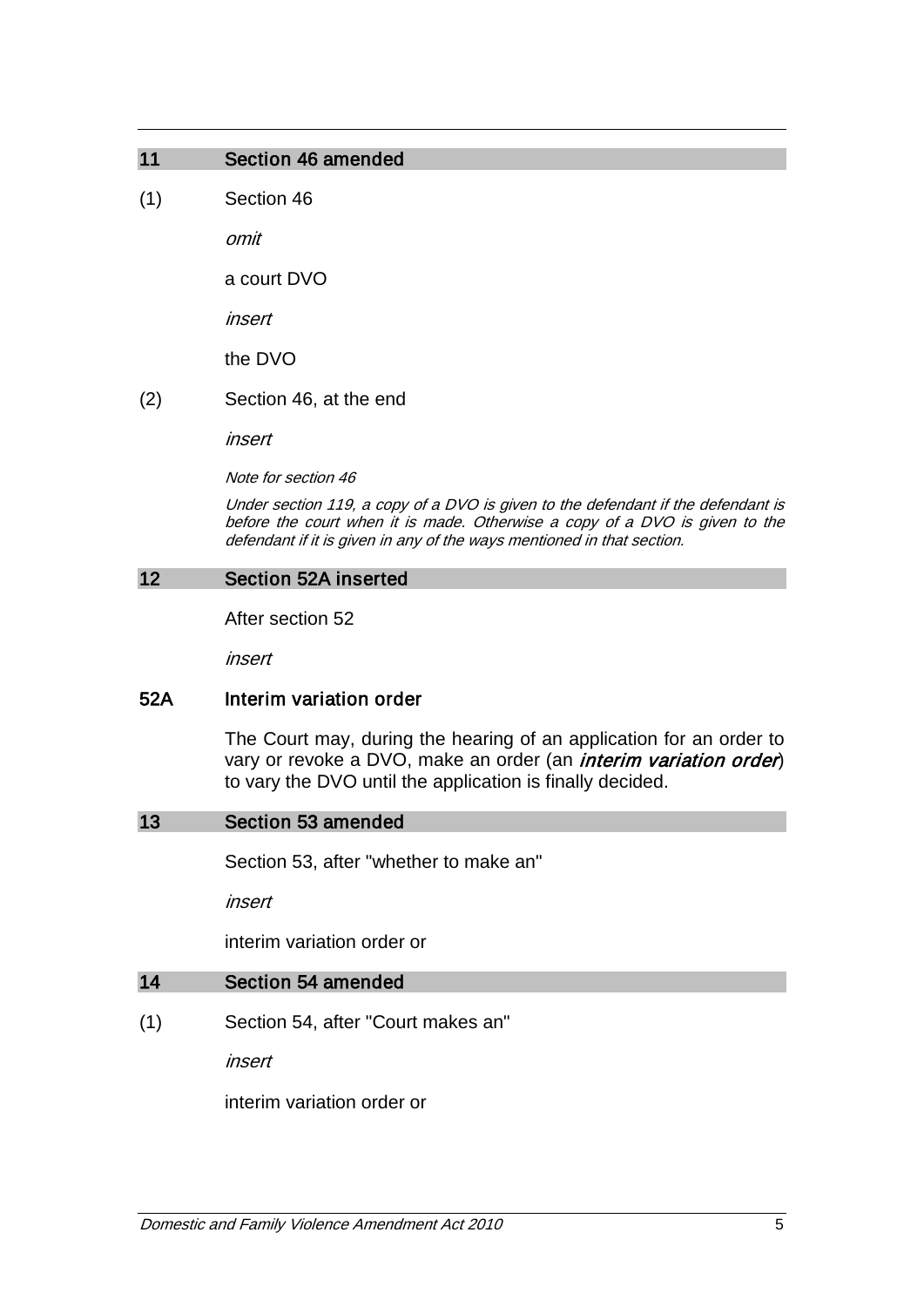## 11 Section 46 amended

(1) Section 46

*omit*

a court DVO

*insert*

the DVO

(2) Section 46, at the end

*insert*

*Note for section 46*

*Under section 119, a copy of a DVO is given to the defendant if the defendant is before the court when it is made. Otherwise a copy of a DVO is given to the defendant if it is given in any of the ways mentioned in that section.*

## 12 Section 52A inserted

After section 52

*insert*

### 52A Interim variation order

The Court may, during the hearing of an application for an order to vary or revoke a DVO, make an order (an ***interim variation order***) to vary the DVO until the application is finally decided.

## 13 Section 53 amended

Section 53, after "whether to make an"

*insert*

interim variation order or

## 14 Section 54 amended

(1) Section 54, after "Court makes an"

*insert*

interim variation order or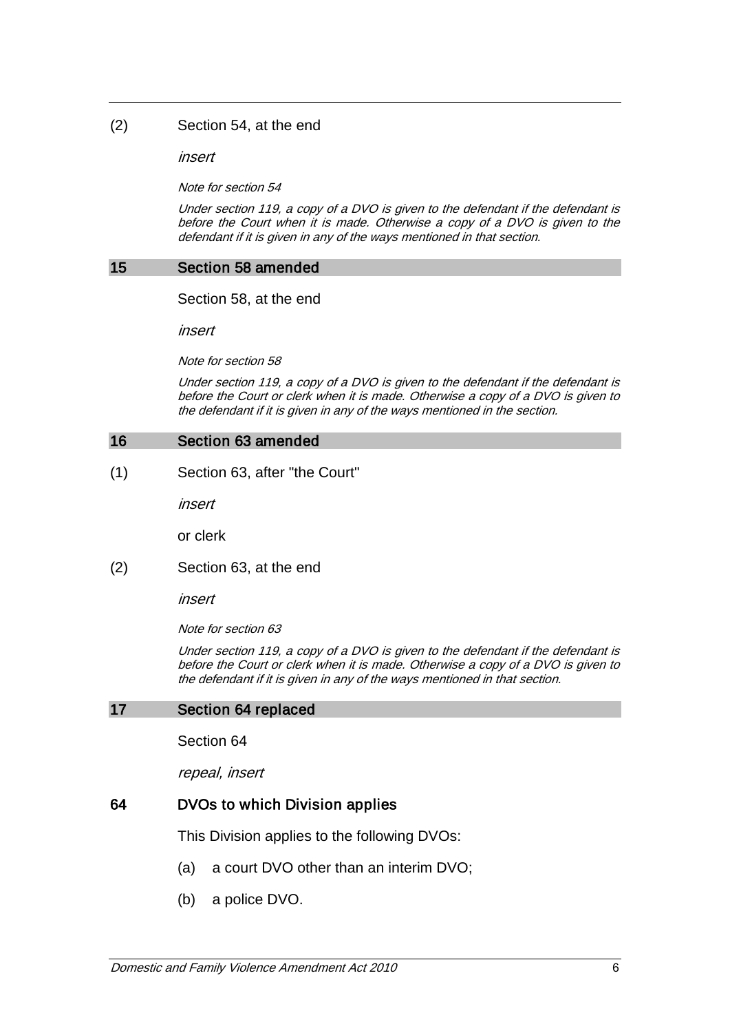(2) Section 54, at the end

*insert*

*Note for section 54*

*Under section 119, a copy of a DVO is given to the defendant if the defendant is before the Court when it is made. Otherwise a copy of a DVO is given to the defendant if it is given in any of the ways mentioned in that section.*

## 15 Section 58 amended

Section 58, at the end

*insert*

*Note for section 58*

*Under section 119, a copy of a DVO is given to the defendant if the defendant is before the Court or clerk when it is made. Otherwise a copy of a DVO is given to the defendant if it is given in any of the ways mentioned in the section.*

## 16 Section 63 amended

(1) Section 63, after "the Court"

*insert*

or clerk

(2) Section 63, at the end

*insert*

*Note for section 63*

*Under section 119, a copy of a DVO is given to the defendant if the defendant is before the Court or clerk when it is made. Otherwise a copy of a DVO is given to the defendant if it is given in any of the ways mentioned in that section.*

## 17 Section 64 replaced

Section 64

*repeal, insert*

### 64 DVOs to which Division applies

This Division applies to the following DVOs:

(a) a court DVO other than an interim DVO;

(b) a police DVO.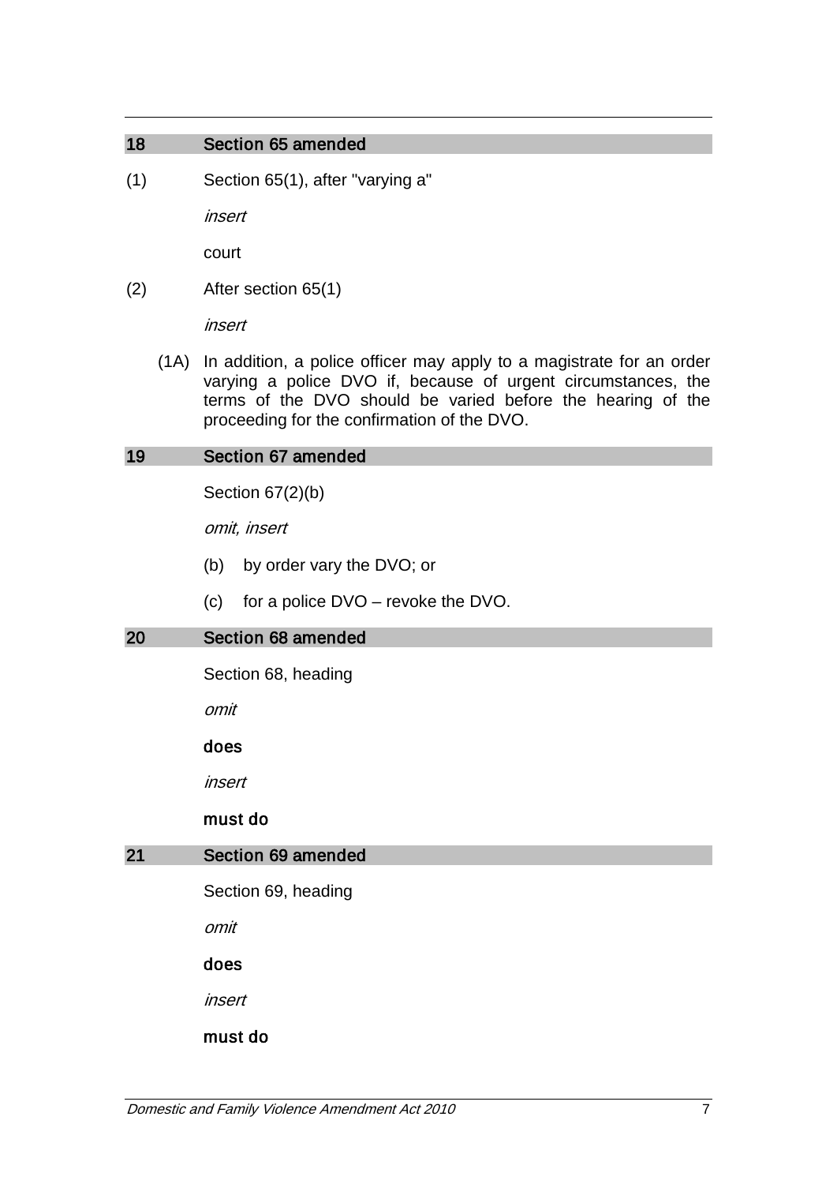## 18 Section 65 amended

(1) Section 65(1), after "varying a"

*insert*

court

(2) After section 65(1)

*insert*

(1A) In addition, a police officer may apply to a magistrate for an order varying a police DVO if, because of urgent circumstances, the terms of the DVO should be varied before the hearing of the proceeding for the confirmation of the DVO.

## 19 Section 67 amended

Section 67(2)(b)

*omit, insert*

(b) by order vary the DVO; or

(c) for a police DVO – revoke the DVO.

## 20 Section 68 amended

Section 68, heading

*omit*

**does**

*insert*

**must do**

## 21 Section 69 amended

Section 69, heading

*omit*

**does**

*insert*

**must do**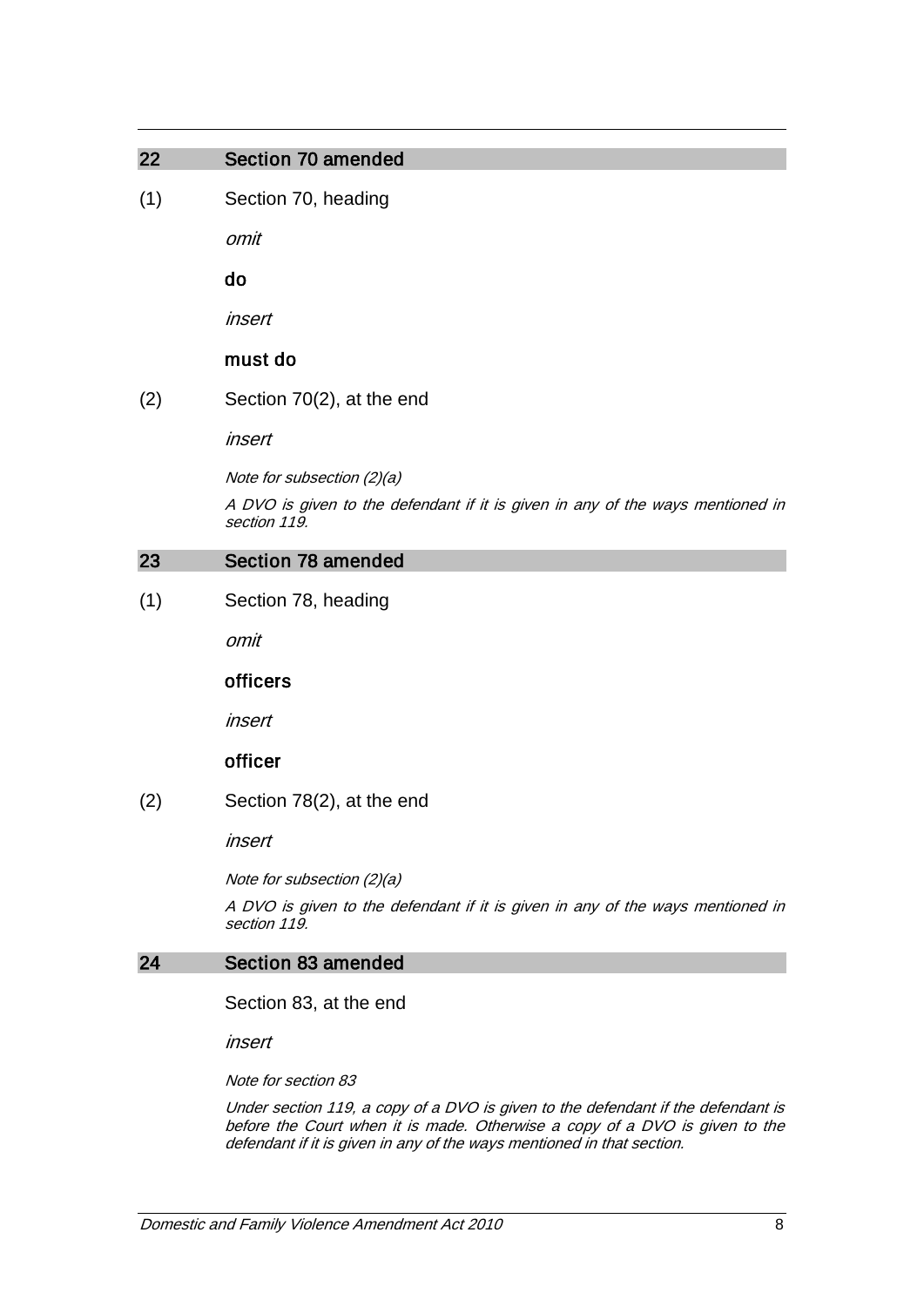## 22 Section 70 amended

(1) Section 70, heading

*omit*

**do**

*insert*

**must do**

(2) Section 70(2), at the end

*insert*

*Note for subsection (2)(a)*

*A DVO is given to the defendant if it is given in any of the ways mentioned in section 119.*

## 23 Section 78 amended

(1) Section 78, heading

*omit*

**officers**

*insert*

**officer**

(2) Section 78(2), at the end

*insert*

*Note for subsection (2)(a)*

*A DVO is given to the defendant if it is given in any of the ways mentioned in section 119.*

## 24 Section 83 amended

Section 83, at the end

*insert*

*Note for section 83*

*Under section 119, a copy of a DVO is given to the defendant if the defendant is before the Court when it is made. Otherwise a copy of a DVO is given to the defendant if it is given in any of the ways mentioned in that section.*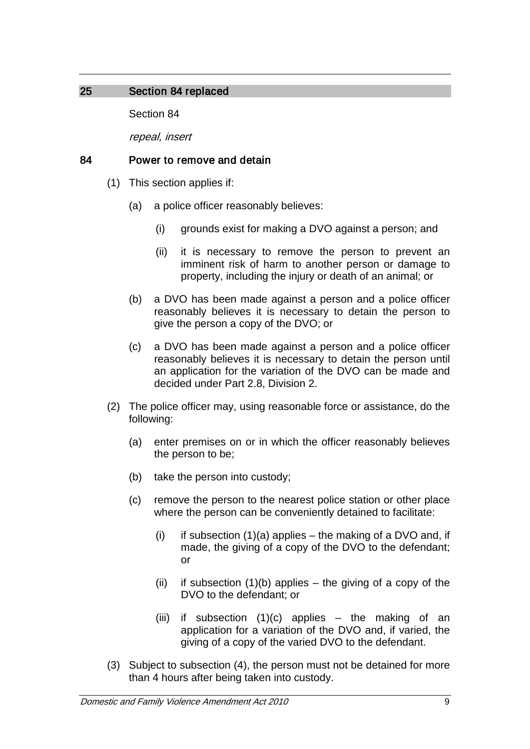## 25 Section 84 replaced

Section 84

*repeal, insert*

### 84 Power to remove and detain

(1) This section applies if:

(a) a police officer reasonably believes:

(i) grounds exist for making a DVO against a person; and

(ii) it is necessary to remove the person to prevent an imminent risk of harm to another person or damage to property, including the injury or death of an animal; or

(b) a DVO has been made against a person and a police officer reasonably believes it is necessary to detain the person to give the person a copy of the DVO; or

(c) a DVO has been made against a person and a police officer reasonably believes it is necessary to detain the person until an application for the variation of the DVO can be made and decided under Part 2.8, Division 2.

(2) The police officer may, using reasonable force or assistance, do the following:

(a) enter premises on or in which the officer reasonably believes the person to be;

(b) take the person into custody;

(c) remove the person to the nearest police station or other place where the person can be conveniently detained to facilitate:

(i) if subsection (1)(a) applies – the making of a DVO and, if made, the giving of a copy of the DVO to the defendant; or

(ii) if subsection (1)(b) applies – the giving of a copy of the DVO to the defendant; or

(iii) if subsection (1)(c) applies – the making of an application for a variation of the DVO and, if varied, the giving of a copy of the varied DVO to the defendant.

(3) Subject to subsection (4), the person must not be detained for more than 4 hours after being taken into custody.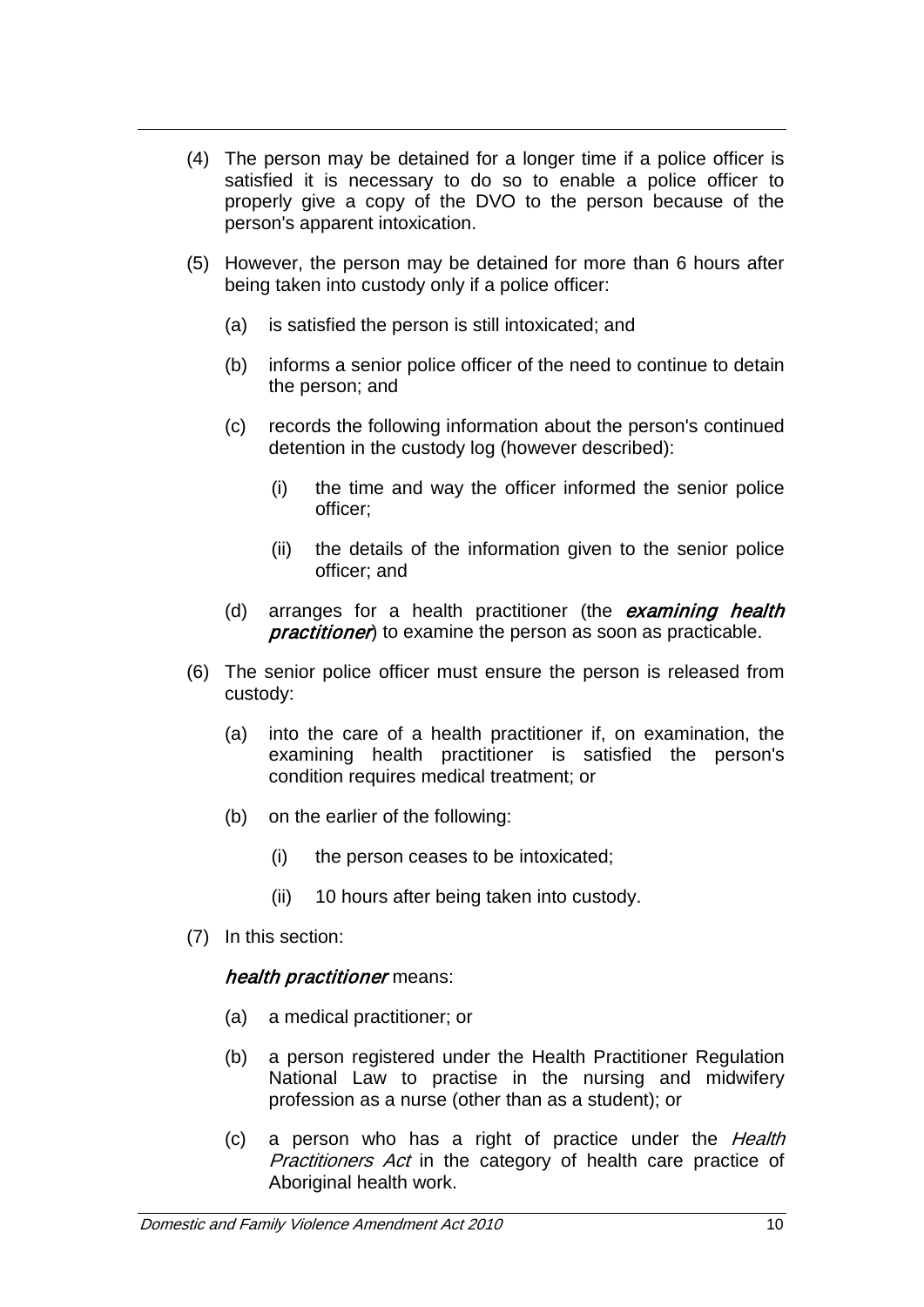(4) The person may be detained for a longer time if a police officer is satisfied it is necessary to do so to enable a police officer to properly give a copy of the DVO to the person because of the person's apparent intoxication.

(5) However, the person may be detained for more than 6 hours after being taken into custody only if a police officer:

  (a) is satisfied the person is still intoxicated; and

  (b) informs a senior police officer of the need to continue to detain the person; and

  (c) records the following information about the person's continued detention in the custody log (however described):

    (i) the time and way the officer informed the senior police officer;

    (ii) the details of the information given to the senior police officer; and

  (d) arranges for a health practitioner (the ***examining health practitioner***) to examine the person as soon as practicable.

(6) The senior police officer must ensure the person is released from custody:

  (a) into the care of a health practitioner if, on examination, the examining health practitioner is satisfied the person's condition requires medical treatment; or

  (b) on the earlier of the following:

    (i) the person ceases to be intoxicated;

    (ii) 10 hours after being taken into custody.

(7) In this section:

***health practitioner*** means:

  (a) a medical practitioner; or

  (b) a person registered under the Health Practitioner Regulation National Law to practise in the nursing and midwifery profession as a nurse (other than as a student); or

  (c) a person who has a right of practice under the *Health Practitioners Act* in the category of health care practice of Aboriginal health work.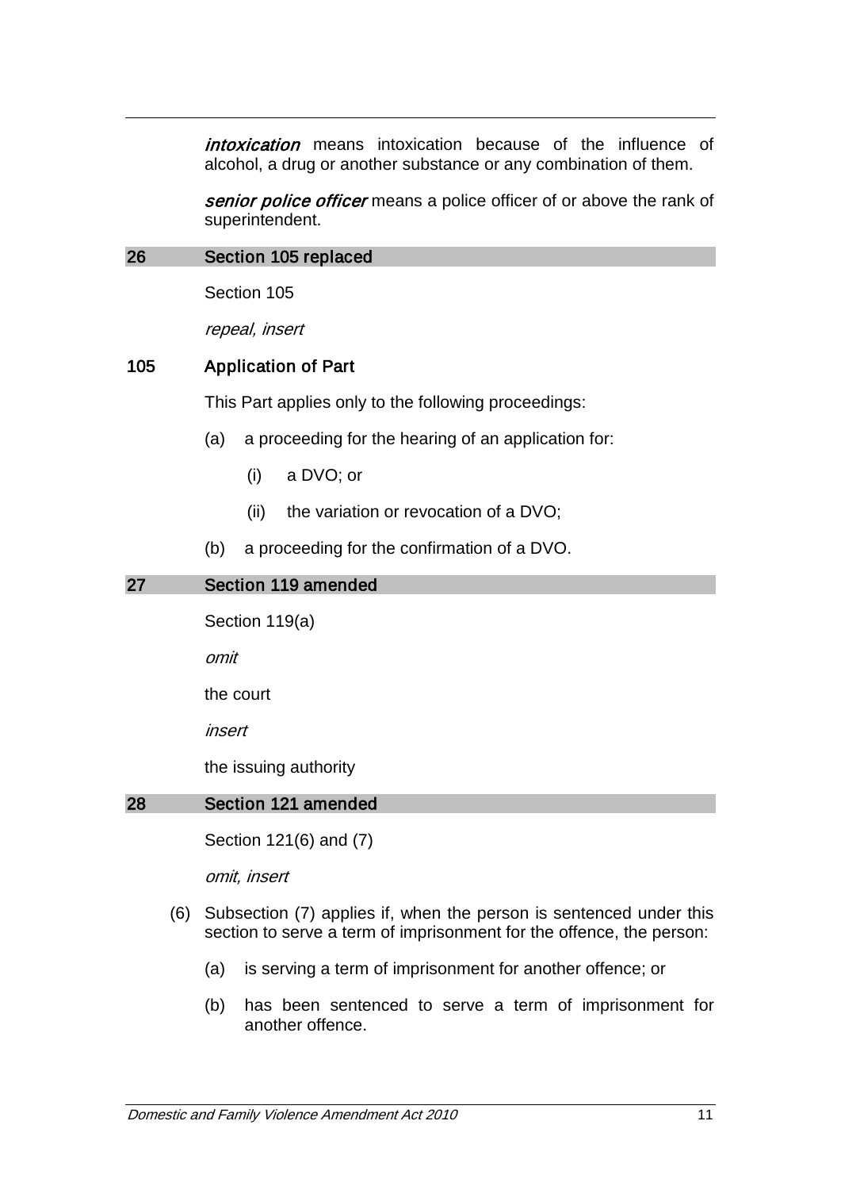***intoxication*** means intoxication because of the influence of alcohol, a drug or another substance or any combination of them.

***senior police officer*** means a police officer of or above the rank of superintendent.

## 26 Section 105 replaced

Section 105

*repeal, insert*

### 105 Application of Part

This Part applies only to the following proceedings:

(a) a proceeding for the hearing of an application for:

  (i) a DVO; or

  (ii) the variation or revocation of a DVO;

(b) a proceeding for the confirmation of a DVO.

## 27 Section 119 amended

Section 119(a)

*omit*

the court

*insert*

the issuing authority

## 28 Section 121 amended

Section 121(6) and (7)

*omit, insert*

(6) Subsection (7) applies if, when the person is sentenced under this section to serve a term of imprisonment for the offence, the person:

  (a) is serving a term of imprisonment for another offence; or

  (b) has been sentenced to serve a term of imprisonment for another offence.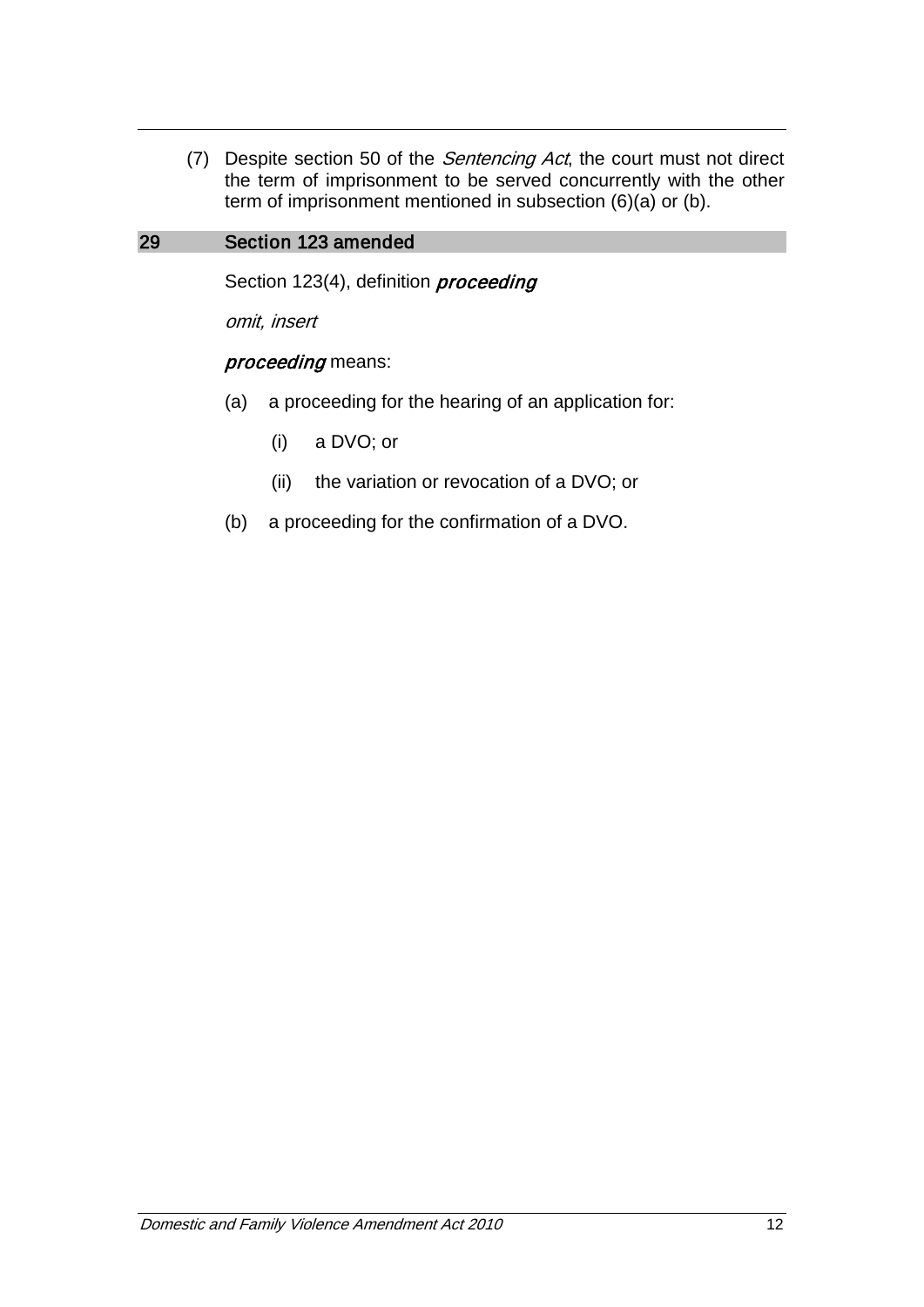(7) Despite section 50 of the *Sentencing Act*, the court must not direct the term of imprisonment to be served concurrently with the other term of imprisonment mentioned in subsection (6)(a) or (b).

## 29 Section 123 amended

Section 123(4), definition ***proceeding***

*omit, insert*

***proceeding*** means:

(a) a proceeding for the hearing of an application for:

  (i) a DVO; or

  (ii) the variation or revocation of a DVO; or

(b) a proceeding for the confirmation of a DVO.